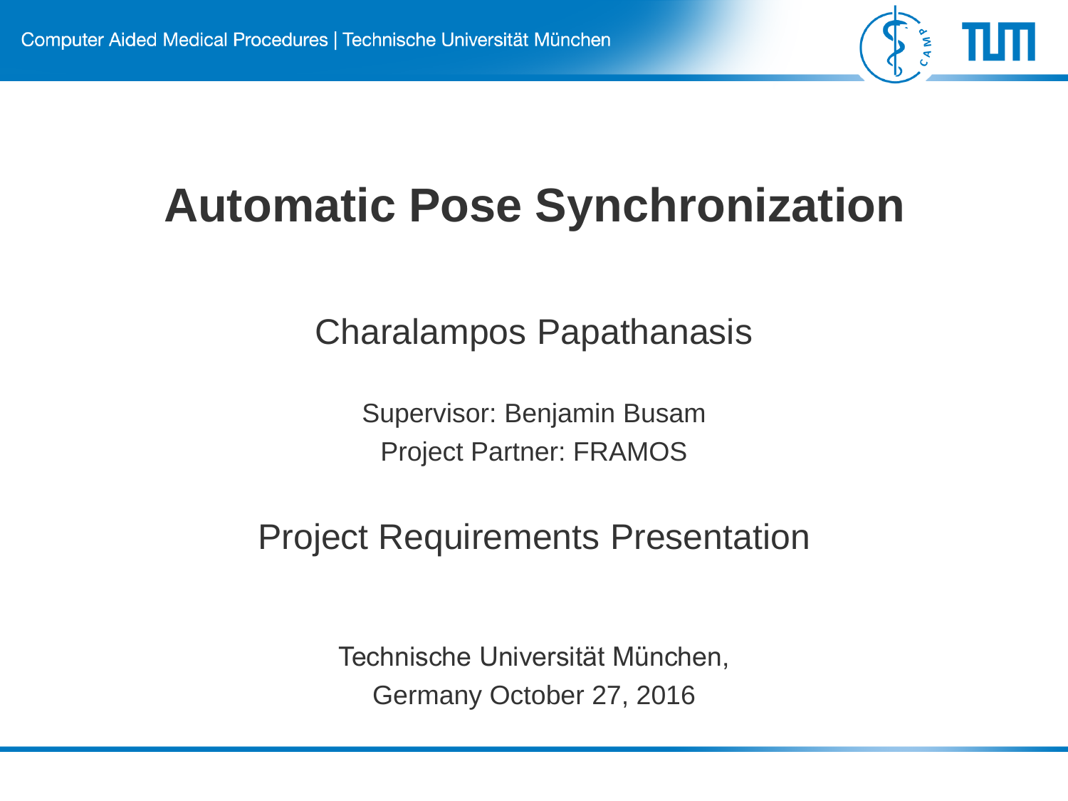# Automatic Pose Synchronization

Charalampos Papathanasis

Supervisor: Benjamin Busam

Project Partner: FRAMOS

Project Requirements Presentation

Technische Universität München,

Germany October 27, 2016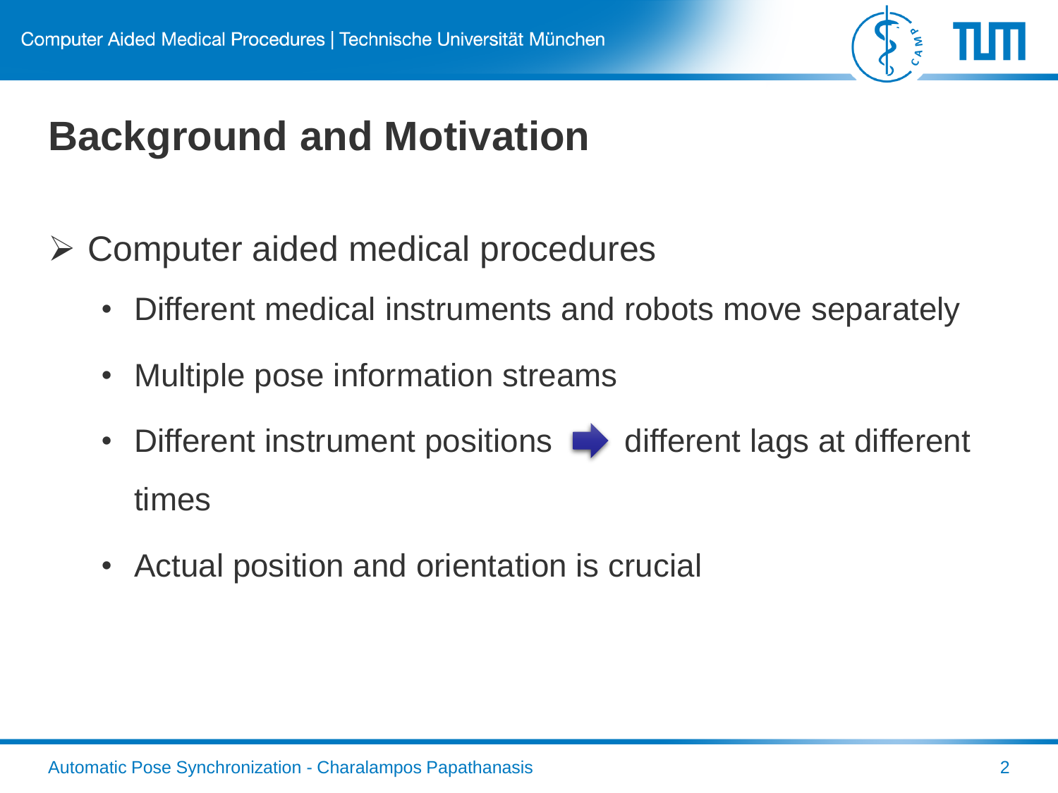# Background and Motivation

- Computer aided medical procedures
  - Different medical instruments and robots move separately
  - Multiple pose information streams
  - Different instrument positions ➡ different lags at different times
  - Actual position and orientation is crucial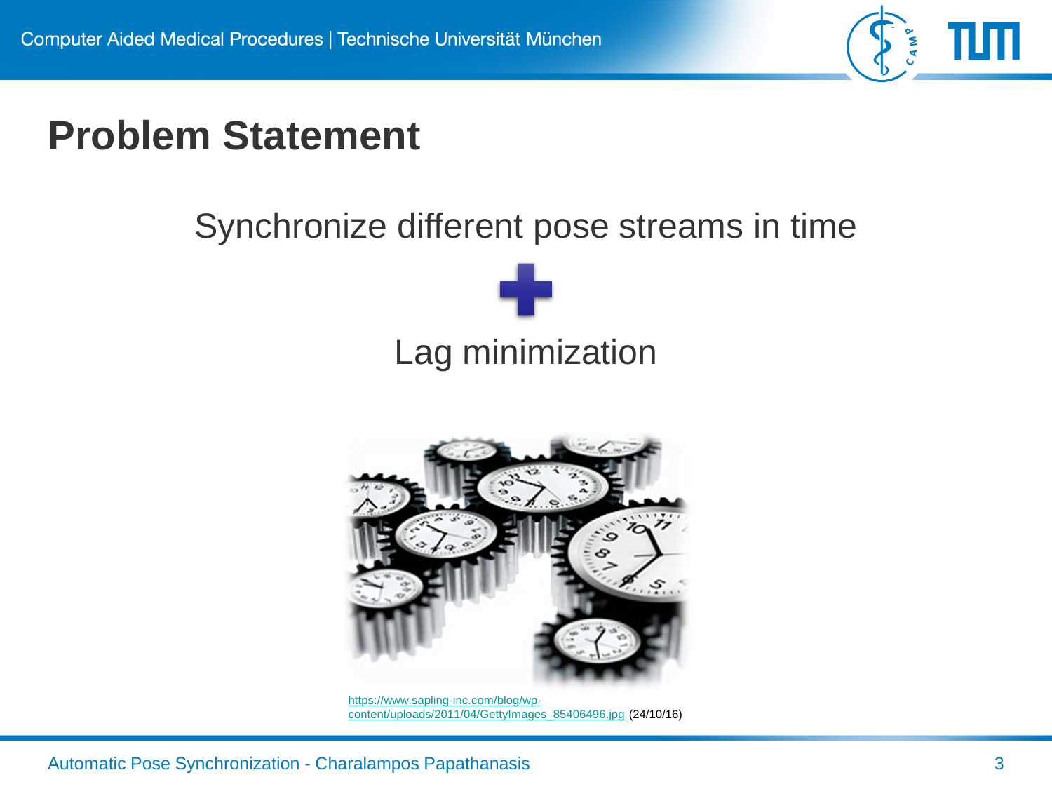# Problem Statement

Synchronize different pose streams in time

+

Lag minimization

https://www.sapling-inc.com/blog/wp-content/uploads/2011/04/GettyImages_85406496.jpg (24/10/16)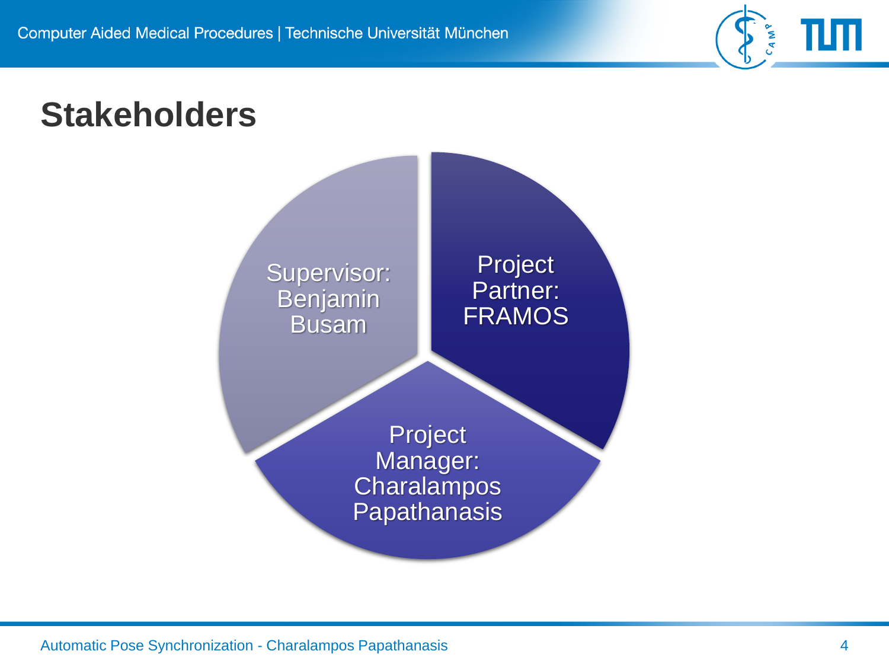# Stakeholders

- Supervisor: Benjamin Busam
- Project Partner: FRAMOS
- Project Manager: Charalampos Papathanasis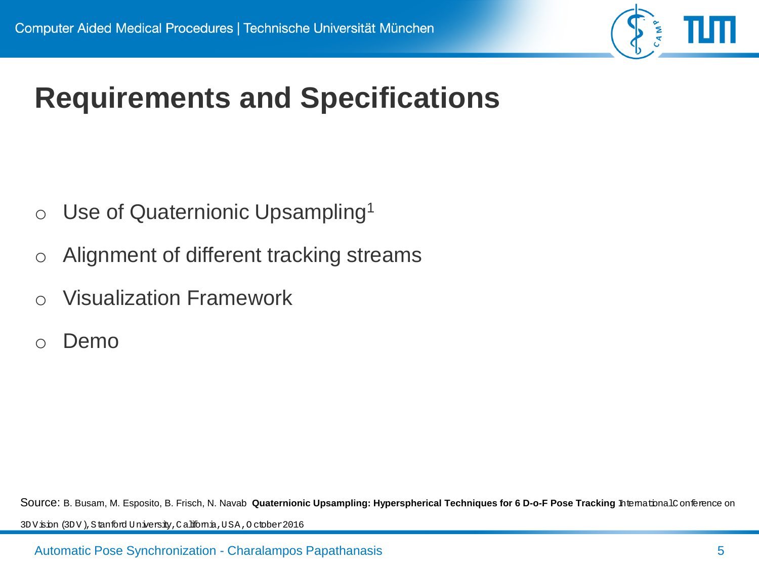# Requirements and Specifications

- Use of Quaternionic Upsampling[1]
- Alignment of different tracking streams
- Visualization Framework
- Demo

Source: B. Busam, M. Esposito, B. Frisch, N. Navab **Quaternionic Upsampling: Hyperspherical Techniques for 6 D-o-F Pose Tracking** International Conference on 3D Vision (3DV), Stanford University, California, USA, October 2016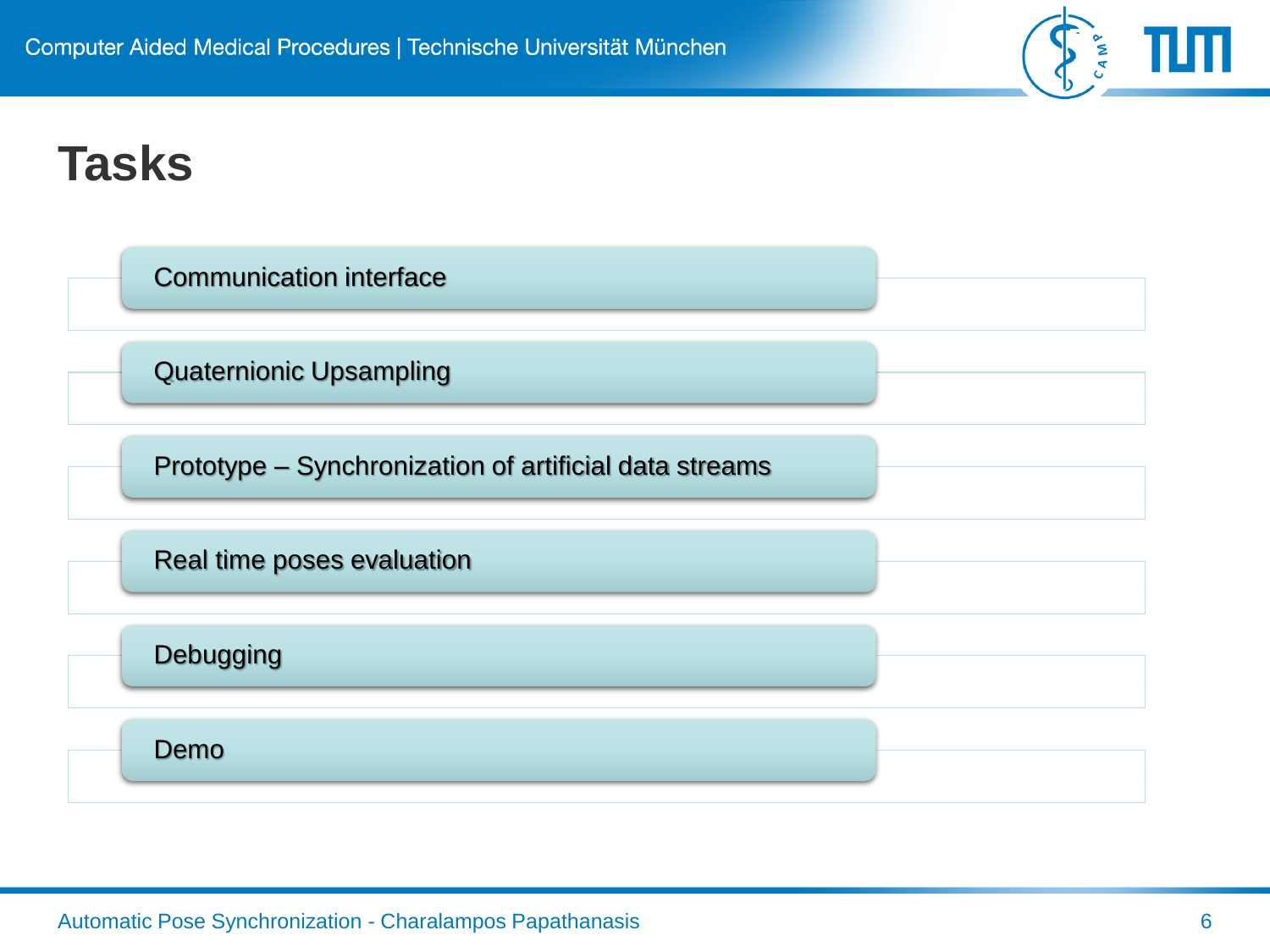# Tasks

- Communication interface
- Quaternionic Upsampling
- Prototype – Synchronization of artificial data streams
- Real time poses evaluation
- Debugging
- Demo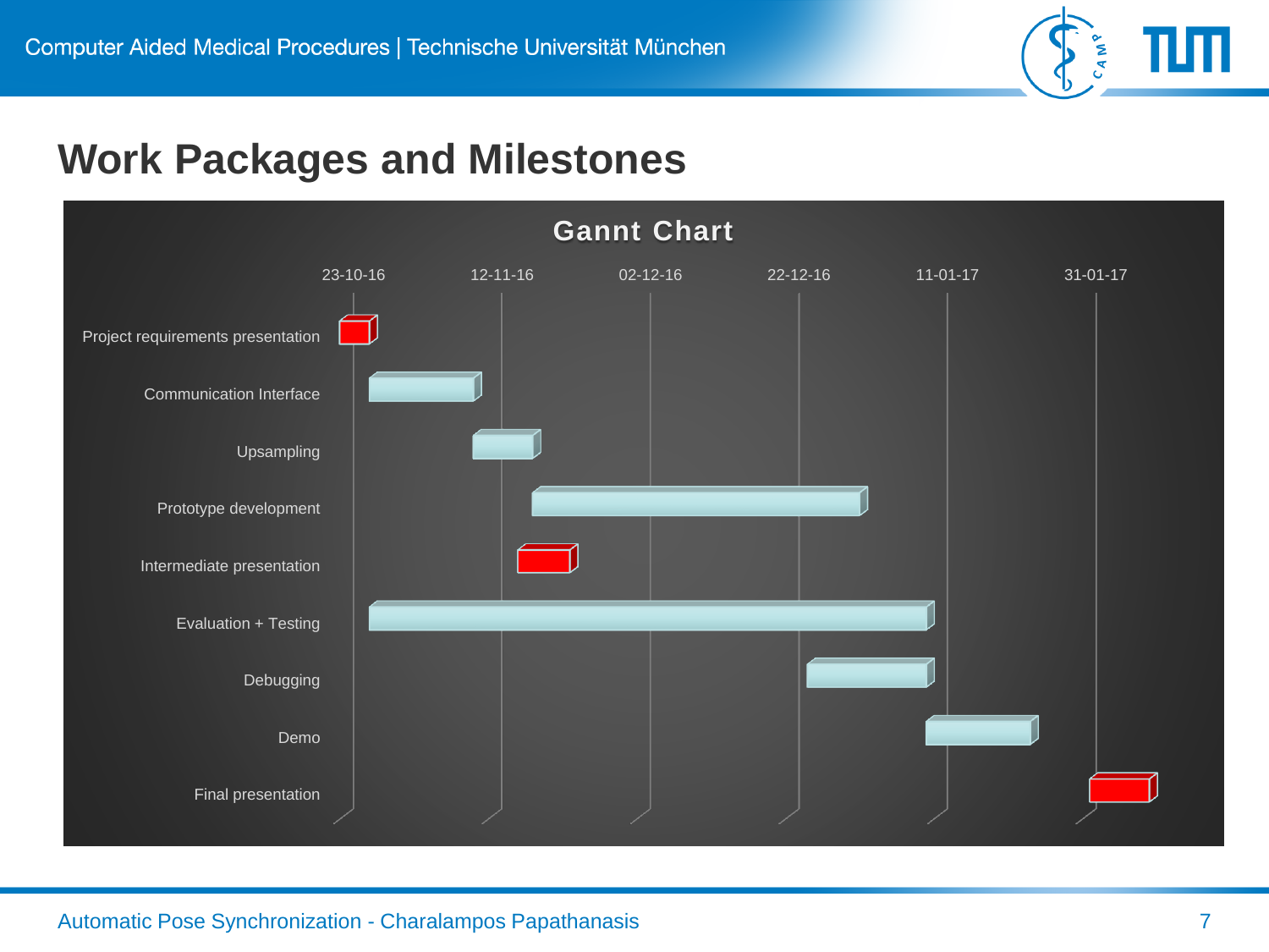# Work Packages and Milestones

**Gannt Chart**

| Task | 23-10-16 | 12-11-16 | 02-12-16 | 22-12-16 | 11-01-17 | 31-01-17 |
|---|---|---|---|---|---|---|
| Project requirements presentation | | | | | | |
| Communication Interface | | | | | | |
| Upsampling | | | | | | |
| Prototype development | | | | | | |
| Intermediate presentation | | | | | | |
| Evaluation + Testing | | | | | | |
| Debugging | | | | | | |
| Demo | | | | | | |
| Final presentation | | | | | | |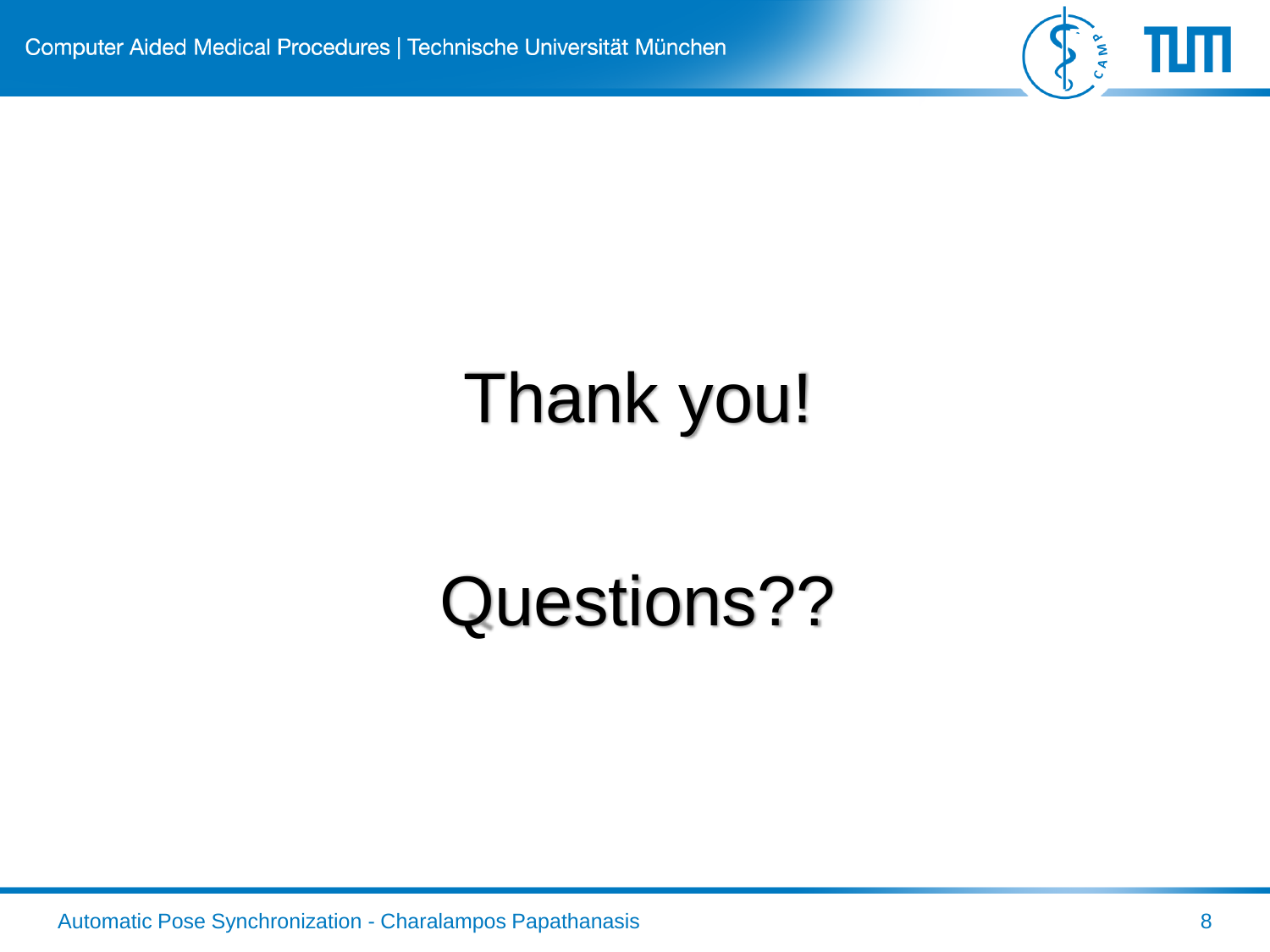# Thank you!

# Questions??